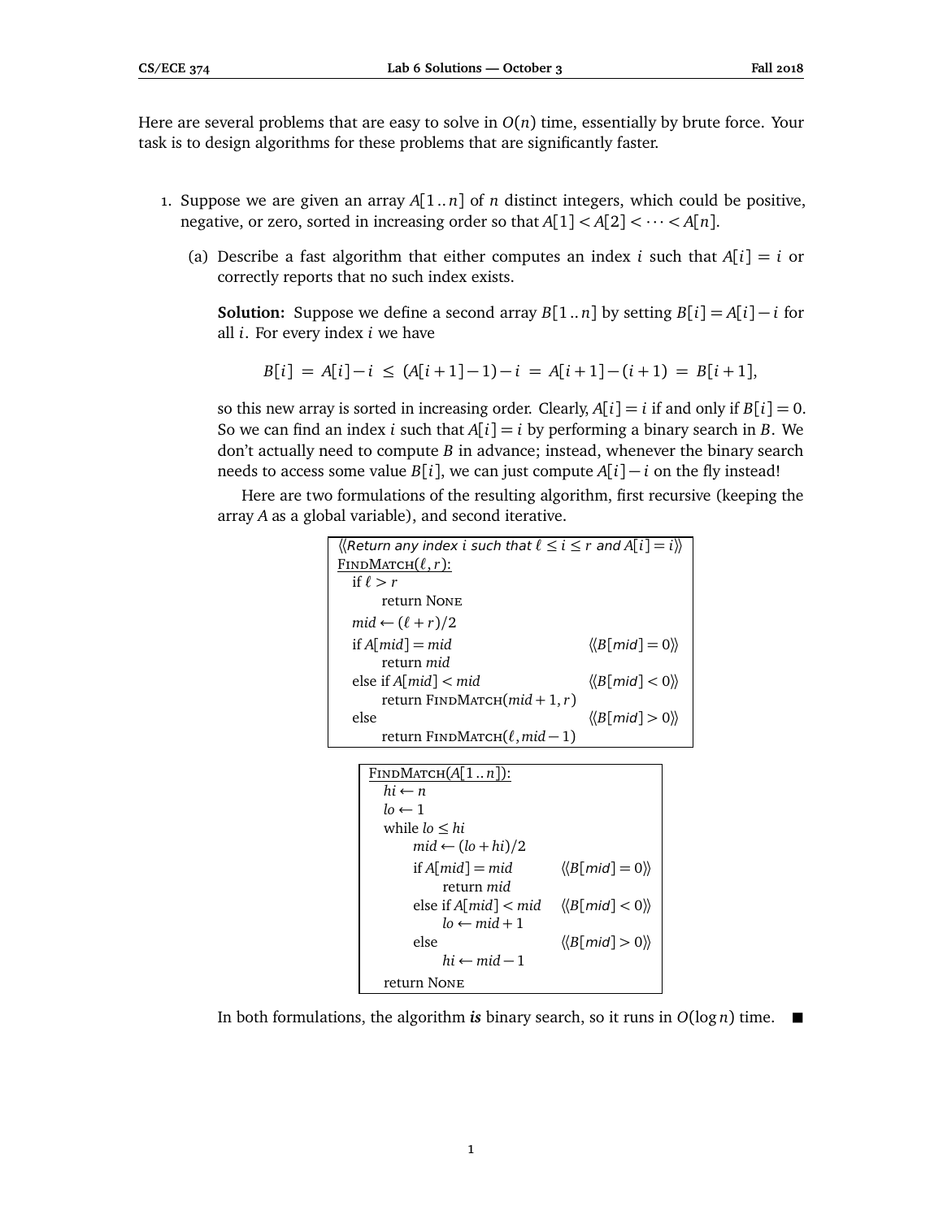Here are several problems that are easy to solve in $O(n)$ time, essentially by brute force. Your task is to design algorithms for these problems that are significantly faster.

1. Suppose we are given an array $A[1..n]$ of $n$ distinct integers, which could be positive, negative, or zero, sorted in increasing order so that $A[1] < A[2] < \cdots < A[n]$.

   (a) Describe a fast algorithm that either computes an index $i$ such that $A[i] = i$ or correctly reports that no such index exists.

   **Solution:** Suppose we define a second array $B[1..n]$ by setting $B[i] = A[i] - i$ for all $i$. For every index $i$ we have

   $$B[i] = A[i] - i \le (A[i+1] - 1) - i = A[i+1] - (i+1) = B[i+1],$$

   so this new array is sorted in increasing order. Clearly, $A[i] = i$ if and only if $B[i] = 0$. So we can find an index $i$ such that $A[i] = i$ by performing a binary search in $B$. We don't actually need to compute $B$ in advance; instead, whenever the binary search needs to access some value $B[i]$, we can just compute $A[i] - i$ on the fly instead!

   Here are two formulations of the resulting algorithm, first recursive (keeping the array $A$ as a global variable), and second iterative.

```
⟨⟨Return any index i such that ℓ ≤ i ≤ r and A[i] = i⟩⟩
FindMatch(ℓ, r):
  if ℓ > r
      return None
  mid ← (ℓ + r)/2
  if A[mid] = mid                     ⟨⟨B[mid] = 0⟩⟩
      return mid
  else if A[mid] < mid                ⟨⟨B[mid] < 0⟩⟩
      return FindMatch(mid + 1, r)
  else                                ⟨⟨B[mid] > 0⟩⟩
      return FindMatch(ℓ, mid − 1)
```

```
FindMatch(A[1..n]):
  hi ← n
  lo ← 1
  while lo ≤ hi
      mid ← (lo + hi)/2
      if A[mid] = mid                 ⟨⟨B[mid] = 0⟩⟩
          return mid
      else if A[mid] < mid            ⟨⟨B[mid] < 0⟩⟩
          lo ← mid + 1
      else                            ⟨⟨B[mid] > 0⟩⟩
          hi ← mid − 1
  return None
```

   In both formulations, the algorithm ***is*** binary search, so it runs in $O(\log n)$ time. ■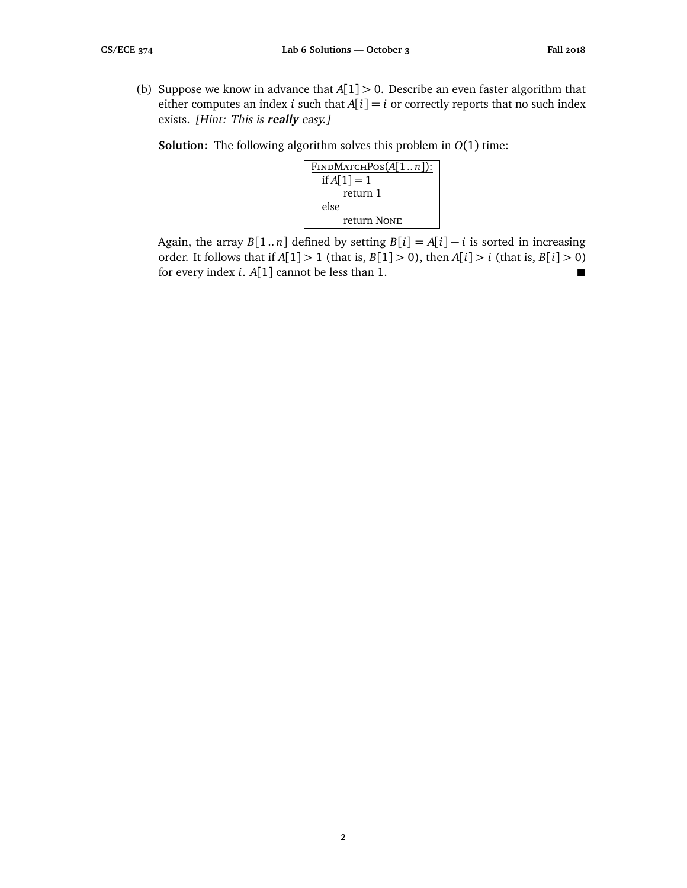(b) Suppose we know in advance that $A[1] > 0$. Describe an even faster algorithm that either computes an index $i$ such that $A[i] = i$ or correctly reports that no such index exists. *[Hint: This is **really** easy.]*

**Solution:** The following algorithm solves this problem in $O(1)$ time:

```
FindMatchPos(A[1..n]):
  if A[1] = 1
      return 1
  else
      return None
```

Again, the array $B[1..n]$ defined by setting $B[i] = A[i] - i$ is sorted in increasing order. It follows that if $A[1] > 1$ (that is, $B[1] > 0$), then $A[i] > i$ (that is, $B[i] > 0$) for every index $i$. $A[1]$ cannot be less than 1. ■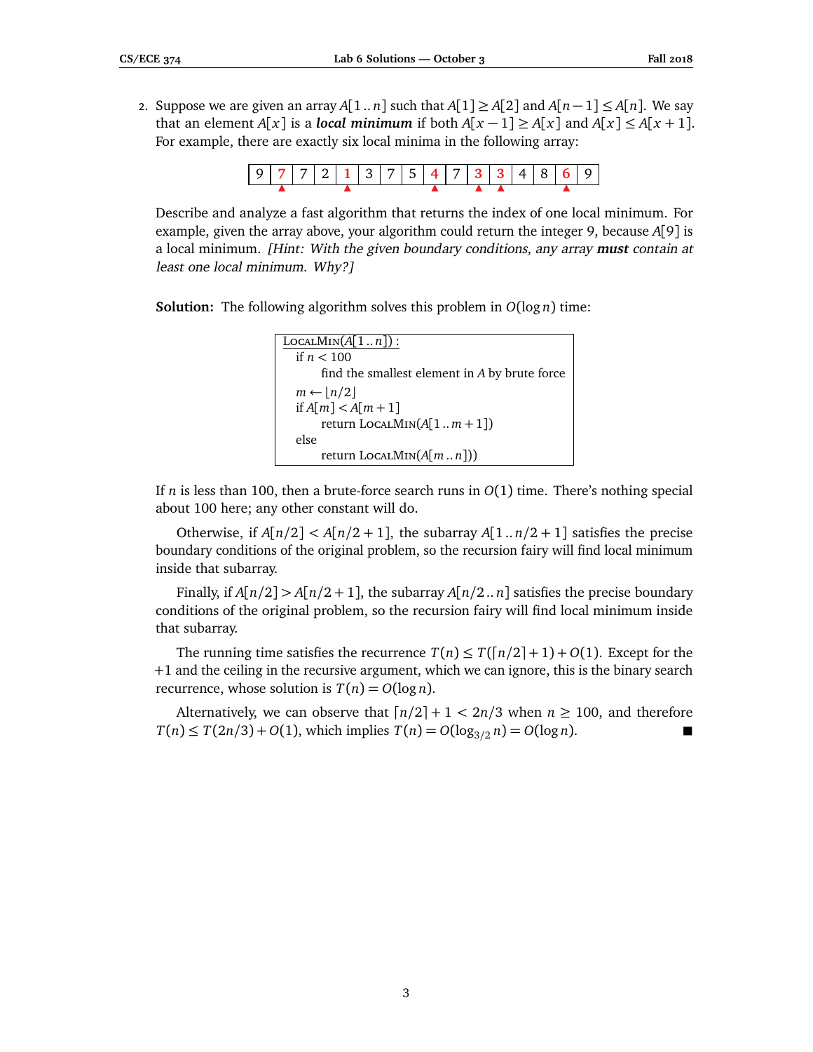2. Suppose we are given an array $A[1..n]$ such that $A[1] \geq A[2]$ and $A[n-1] \leq A[n]$. We say that an element $A[x]$ is a ***local minimum*** if both $A[x-1] \geq A[x]$ and $A[x] \leq A[x+1]$. For example, there are exactly six local minima in the following array:

| 9 | **7** | 7 | 2 | **1** | 3 | 7 | 5 | **4** | 7 | **3** | **3** | 4 | 8 | **6** | 9 |
|---|---|---|---|---|---|---|---|---|---|---|---|---|---|---|---|
| | ▲ | | | ▲ | | | | ▲ | | ▲ | ▲ | | | ▲ | |

Describe and analyze a fast algorithm that returns the index of one local minimum. For example, given the array above, your algorithm could return the integer 9, because $A[9]$ is a local minimum. *[Hint: With the given boundary conditions, any array **must** contain at least one local minimum. Why?]*

**Solution:** The following algorithm solves this problem in $O(\log n)$ time:

```
LocalMin(A[1..n]):
  if n < 100
      find the smallest element in A by brute force
  m ← ⌊n/2⌋
  if A[m] < A[m+1]
      return LocalMin(A[1..m+1])
  else
      return LocalMin(A[m..n])
```

If $n$ is less than 100, then a brute-force search runs in $O(1)$ time. There's nothing special about 100 here; any other constant will do.

Otherwise, if $A[n/2] < A[n/2+1]$, the subarray $A[1..n/2+1]$ satisfies the precise boundary conditions of the original problem, so the recursion fairy will find local minimum inside that subarray.

Finally, if $A[n/2] > A[n/2+1]$, the subarray $A[n/2..n]$ satisfies the precise boundary conditions of the original problem, so the recursion fairy will find local minimum inside that subarray.

The running time satisfies the recurrence $T(n) \leq T(\lceil n/2 \rceil + 1) + O(1)$. Except for the $+1$ and the ceiling in the recursive argument, which we can ignore, this is the binary search recurrence, whose solution is $T(n) = O(\log n)$.

Alternatively, we can observe that $\lceil n/2 \rceil + 1 < 2n/3$ when $n \geq 100$, and therefore $T(n) \leq T(2n/3) + O(1)$, which implies $T(n) = O(\log_{3/2} n) = O(\log n)$. ■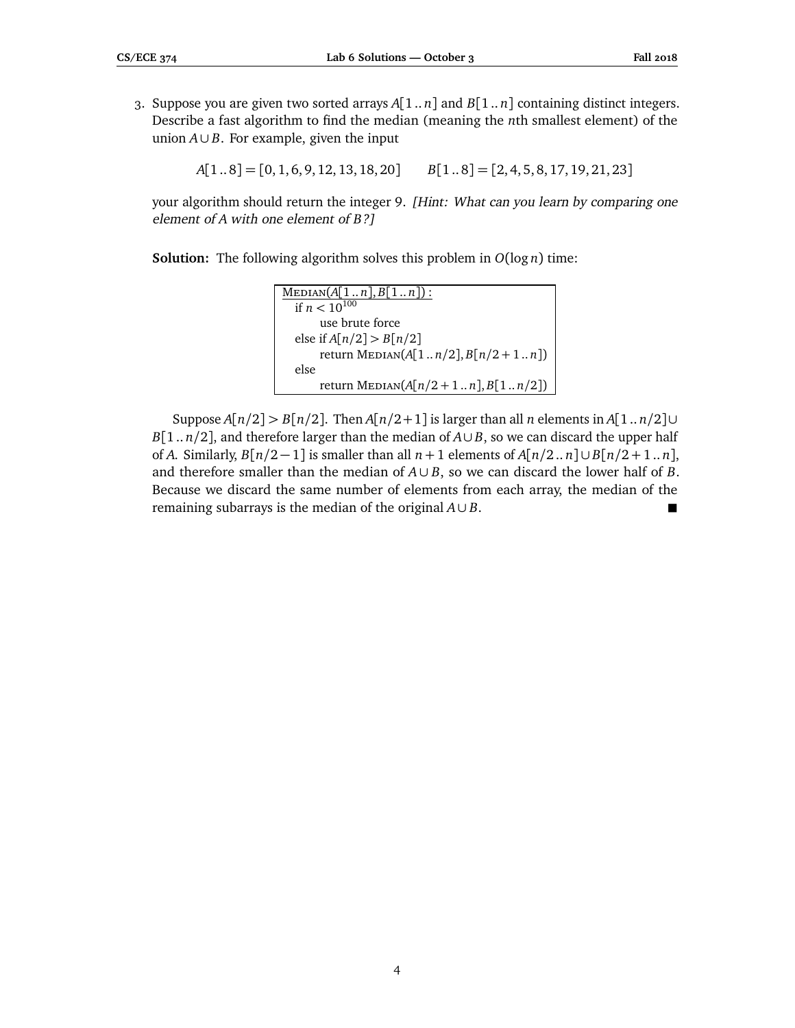3. Suppose you are given two sorted arrays $A[1..n]$ and $B[1..n]$ containing distinct integers. Describe a fast algorithm to find the median (meaning the $n$th smallest element) of the union $A \cup B$. For example, given the input

$$A[1..8] = [0, 1, 6, 9, 12, 13, 18, 20] \qquad B[1..8] = [2, 4, 5, 8, 17, 19, 21, 23]$$

your algorithm should return the integer 9. *[Hint: What can you learn by comparing one element of A with one element of B?]*

**Solution:** The following algorithm solves this problem in $O(\log n)$ time:

```
MEDIAN(A[1..n], B[1..n]):
  if n < 10^100
        use brute force
  else if A[n/2] > B[n/2]
        return MEDIAN(A[1..n/2], B[n/2+1..n])
  else
        return MEDIAN(A[n/2+1..n], B[1..n/2])
```

Suppose $A[n/2] > B[n/2]$. Then $A[n/2+1]$ is larger than all $n$ elements in $A[1..n/2] \cup B[1..n/2]$, and therefore larger than the median of $A \cup B$, so we can discard the upper half of $A$. Similarly, $B[n/2-1]$ is smaller than all $n+1$ elements of $A[n/2..n] \cup B[n/2+1..n]$, and therefore smaller than the median of $A \cup B$, so we can discard the lower half of $B$. Because we discard the same number of elements from each array, the median of the remaining subarrays is the median of the original $A \cup B$. ■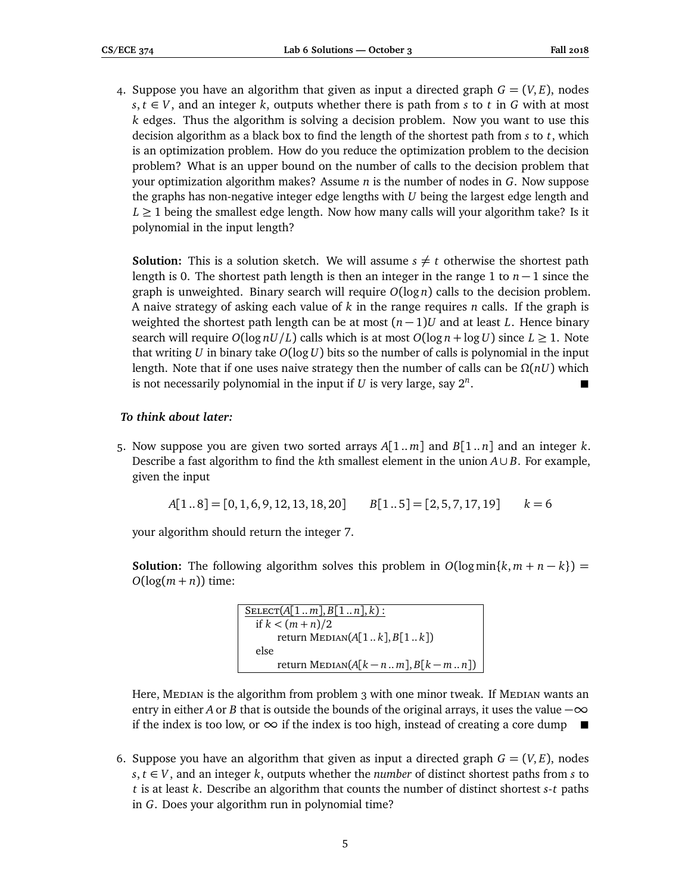4. Suppose you have an algorithm that given as input a directed graph $G = (V, E)$, nodes $s, t \in V$, and an integer $k$, outputs whether there is path from $s$ to $t$ in $G$ with at most $k$ edges. Thus the algorithm is solving a decision problem. Now you want to use this decision algorithm as a black box to find the length of the shortest path from $s$ to $t$, which is an optimization problem. How do you reduce the optimization problem to the decision problem? What is an upper bound on the number of calls to the decision problem that your optimization algorithm makes? Assume $n$ is the number of nodes in $G$. Now suppose the graphs has non-negative integer edge lengths with $U$ being the largest edge length and $L \geq 1$ being the smallest edge length. Now how many calls will your algorithm take? Is it polynomial in the input length?

   **Solution:** This is a solution sketch. We will assume $s \neq t$ otherwise the shortest path length is 0. The shortest path length is then an integer in the range 1 to $n-1$ since the graph is unweighted. Binary search will require $O(\log n)$ calls to the decision problem. A naive strategy of asking each value of $k$ in the range requires $n$ calls. If the graph is weighted the shortest path length can be at most $(n-1)U$ and at least $L$. Hence binary search will require $O(\log nU/L)$ calls which is at most $O(\log n + \log U)$ since $L \geq 1$. Note that writing $U$ in binary take $O(\log U)$ bits so the number of calls is polynomial in the input length. Note that if one uses naive strategy then the number of calls can be $\Omega(nU)$ which is not necessarily polynomial in the input if $U$ is very large, say $2^n$. ■

***To think about later:***

5. Now suppose you are given two sorted arrays $A[1..m]$ and $B[1..n]$ and an integer $k$. Describe a fast algorithm to find the $k$th smallest element in the union $A \cup B$. For example, given the input

   $$A[1..8] = [0, 1, 6, 9, 12, 13, 18, 20] \qquad B[1..5] = [2, 5, 7, 17, 19] \qquad k = 6$$

   your algorithm should return the integer 7.

   **Solution:** The following algorithm solves this problem in $O(\log \min\{k, m+n-k\}) = O(\log(m+n))$ time:

   ```
   SELECT(A[1..m], B[1..n], k):
     if k < (m+n)/2
         return MEDIAN(A[1..k], B[1..k])
     else
         return MEDIAN(A[k-n..m], B[k-m..n])
   ```

   Here, MEDIAN is the algorithm from problem 3 with one minor tweak. If MEDIAN wants an entry in either $A$ or $B$ that is outside the bounds of the original arrays, it uses the value $-\infty$ if the index is too low, or $\infty$ if the index is too high, instead of creating a core dump ■

6. Suppose you have an algorithm that given as input a directed graph $G = (V, E)$, nodes $s, t \in V$, and an integer $k$, outputs whether the *number* of distinct shortest paths from $s$ to $t$ is at least $k$. Describe an algorithm that counts the number of distinct shortest $s$-$t$ paths in $G$. Does your algorithm run in polynomial time?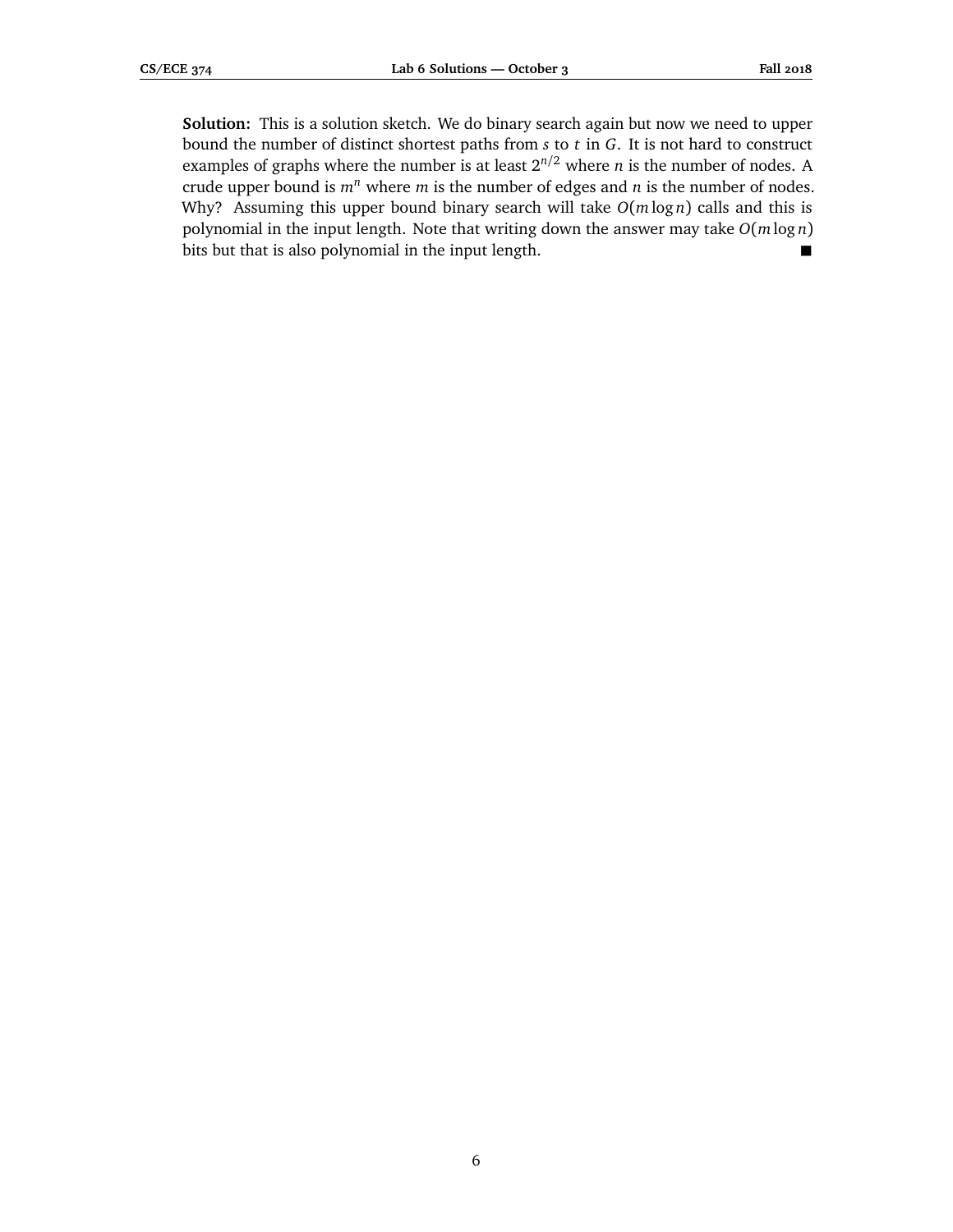**Solution:** This is a solution sketch. We do binary search again but now we need to upper bound the number of distinct shortest paths from $s$ to $t$ in $G$. It is not hard to construct examples of graphs where the number is at least $2^{n/2}$ where $n$ is the number of nodes. A crude upper bound is $m^n$ where $m$ is the number of edges and $n$ is the number of nodes. Why? Assuming this upper bound binary search will take $O(m \log n)$ calls and this is polynomial in the input length. Note that writing down the answer may take $O(m \log n)$ bits but that is also polynomial in the input length. ∎